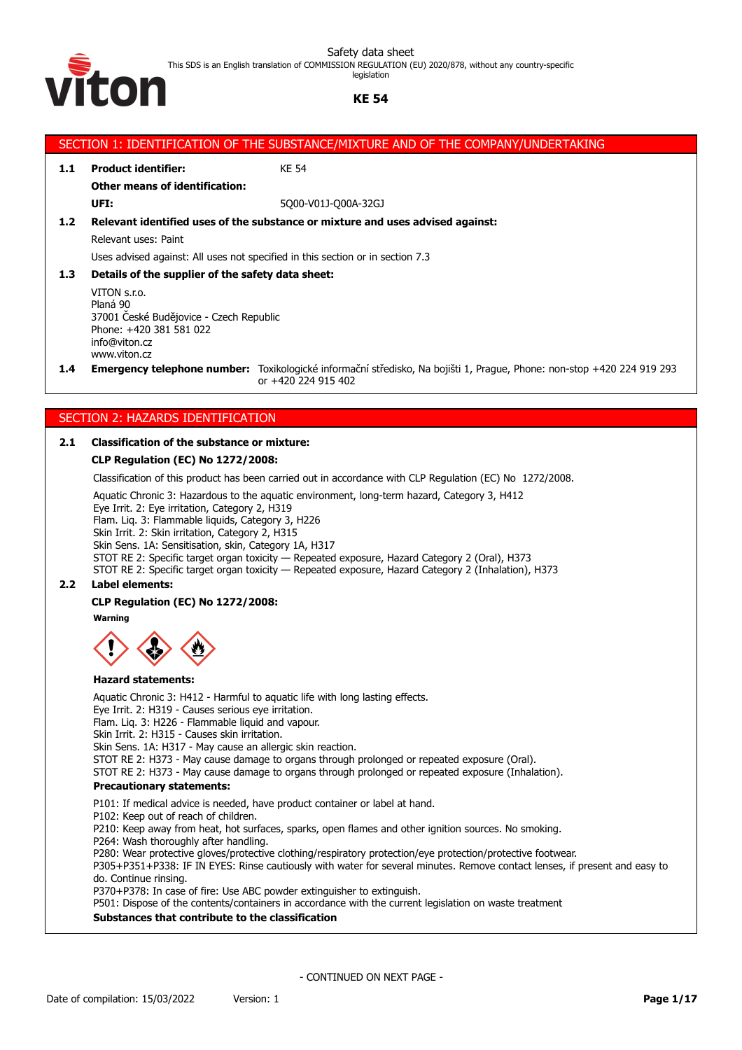Safety data sheet

This SDS is an English translation of COMMISSION REGULATION (EU) 2020/878, without any country-specific legislation

**KE 54**

## SECTION 1: IDENTIFICATION OF THE SUBSTANCE/MIXTURE AND OF THE COMPANY/UNDERTAKING

**1.1 Product identifier:** KE 54

**Other means of identification:**

**UFI:** 5Q00-V01J-Q00A-32GJ

**1.2 Relevant identified uses of the substance or mixture and uses advised against:**

Relevant uses: Paint

Uses advised against: All uses not specified in this section or in section 7.3

**1.3 Details of the supplier of the safety data sheet:**

VITON s.r.o.
Planá 90
37001 České Budějovice - Czech Republic
Phone: +420 381 581 022
info@viton.cz
www.viton.cz

**1.4 Emergency telephone number:** Toxikologické informační středisko, Na bojišti 1, Prague, Phone: non-stop +420 224 919 293 or +420 224 915 402

## SECTION 2: HAZARDS IDENTIFICATION

**2.1 Classification of the substance or mixture:**

**CLP Regulation (EC) No 1272/2008:**

Classification of this product has been carried out in accordance with CLP Regulation (EC) No 1272/2008.

Aquatic Chronic 3: Hazardous to the aquatic environment, long-term hazard, Category 3, H412
Eye Irrit. 2: Eye irritation, Category 2, H319
Flam. Liq. 3: Flammable liquids, Category 3, H226
Skin Irrit. 2: Skin irritation, Category 2, H315
Skin Sens. 1A: Sensitisation, skin, Category 1A, H317
STOT RE 2: Specific target organ toxicity — Repeated exposure, Hazard Category 2 (Oral), H373
STOT RE 2: Specific target organ toxicity — Repeated exposure, Hazard Category 2 (Inhalation), H373

**2.2 Label elements:**

**CLP Regulation (EC) No 1272/2008:**

**Warning**

**Hazard statements:**

Aquatic Chronic 3: H412 - Harmful to aquatic life with long lasting effects.
Eye Irrit. 2: H319 - Causes serious eye irritation.
Flam. Liq. 3: H226 - Flammable liquid and vapour.
Skin Irrit. 2: H315 - Causes skin irritation.
Skin Sens. 1A: H317 - May cause an allergic skin reaction.
STOT RE 2: H373 - May cause damage to organs through prolonged or repeated exposure (Oral).
STOT RE 2: H373 - May cause damage to organs through prolonged or repeated exposure (Inhalation).

**Precautionary statements:**

P101: If medical advice is needed, have product container or label at hand.
P102: Keep out of reach of children.
P210: Keep away from heat, hot surfaces, sparks, open flames and other ignition sources. No smoking.
P264: Wash thoroughly after handling.
P280: Wear protective gloves/protective clothing/respiratory protection/eye protection/protective footwear.
P305+P351+P338: IF IN EYES: Rinse cautiously with water for several minutes. Remove contact lenses, if present and easy to do. Continue rinsing.
P370+P378: In case of fire: Use ABC powder extinguisher to extinguish.
P501: Dispose of the contents/containers in accordance with the current legislation on waste treatment

**Substances that contribute to the classification**

- CONTINUED ON NEXT PAGE -

Date of compilation: 15/03/2022 Version: 1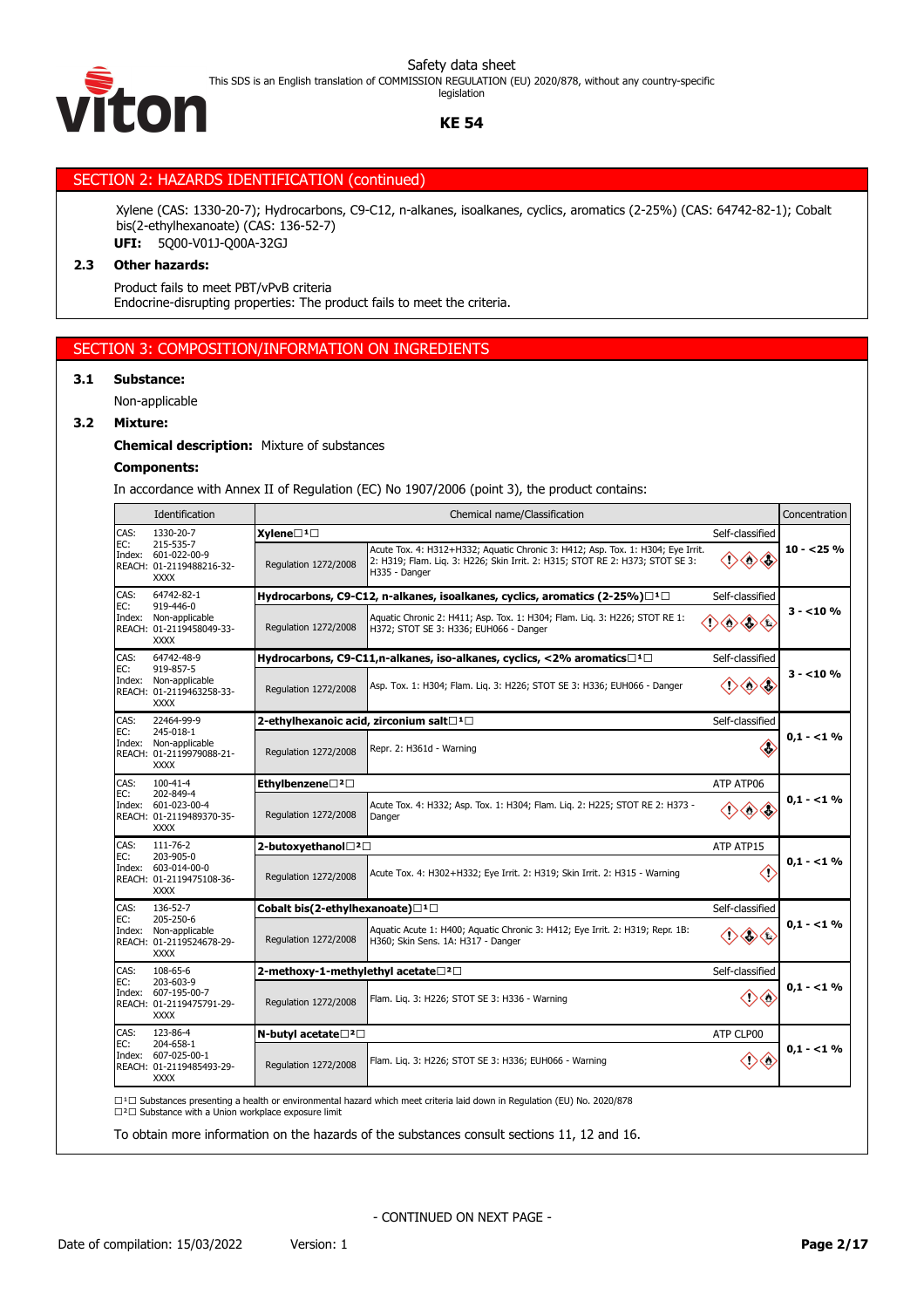## SECTION 2: HAZARDS IDENTIFICATION (continued)

Xylene (CAS: 1330-20-7); Hydrocarbons, C9-C12, n-alkanes, isoalkanes, cyclics, aromatics (2-25%) (CAS: 64742-82-1); Cobalt bis(2-ethylhexanoate) (CAS: 136-52-7)

**UFI:** 5Q00-V01J-Q00A-32GJ

### 2.3 Other hazards:

Product fails to meet PBT/vPvB criteria
Endocrine-disrupting properties: The product fails to meet the criteria.

## SECTION 3: COMPOSITION/INFORMATION ON INGREDIENTS

### 3.1 Substance:

Non-applicable

### 3.2 Mixture:

**Chemical description:** Mixture of substances

**Components:**

In accordance with Annex II of Regulation (EC) No 1907/2006 (point 3), the product contains:

| Identification | Chemical name/Classification | | | Concentration |
|---|---|---|---|---|
| CAS: 1330-20-7<br>EC: 215-535-7<br>Index: 601-022-00-9<br>REACH: 01-2119488216-32-XXXX | **Xylene** ⁽¹⁾ | | Self-classified | 10 - <25 % |
| | Regulation 1272/2008 | Acute Tox. 4: H312+H332; Aquatic Chronic 3: H412; Asp. Tox. 1: H304; Eye Irrit. 2: H319; Flam. Liq. 3: H226; Skin Irrit. 2: H315; STOT RE 2: H373; STOT SE 3: H335 - Danger | | |
| CAS: 64742-82-1<br>EC: 919-446-0<br>Index: Non-applicable<br>REACH: 01-2119458049-33-XXXX | **Hydrocarbons, C9-C12, n-alkanes, isoalkanes, cyclics, aromatics (2-25%)** ⁽¹⁾ | | Self-classified | 3 - <10 % |
| | Regulation 1272/2008 | Aquatic Chronic 2: H411; Asp. Tox. 1: H304; Flam. Liq. 3: H226; STOT RE 1: H372; STOT SE 3: H336; EUH066 - Danger | | |
| CAS: 64742-48-9<br>EC: 919-857-5<br>Index: Non-applicable<br>REACH: 01-2119463258-33-XXXX | **Hydrocarbons, C9-C11,n-alkanes, iso-alkanes, cyclics, <2% aromatics** ⁽¹⁾ | | Self-classified | 3 - <10 % |
| | Regulation 1272/2008 | Asp. Tox. 1: H304; Flam. Liq. 3: H226; STOT SE 3: H336; EUH066 - Danger | | |
| CAS: 22464-99-9<br>EC: 245-018-1<br>Index: Non-applicable<br>REACH: 01-2119979088-21-XXXX | **2-ethylhexanoic acid, zirconium salt** ⁽¹⁾ | | Self-classified | 0,1 - <1 % |
| | Regulation 1272/2008 | Repr. 2: H361d - Warning | | |
| CAS: 100-41-4<br>EC: 202-849-4<br>Index: 601-023-00-4<br>REACH: 01-2119489370-35-XXXX | **Ethylbenzene** ⁽²⁾ | | ATP ATP06 | 0,1 - <1 % |
| | Regulation 1272/2008 | Acute Tox. 4: H332; Asp. Tox. 1: H304; Flam. Liq. 2: H225; STOT RE 2: H373 - Danger | | |
| CAS: 111-76-2<br>EC: 203-905-0<br>Index: 603-014-00-0<br>REACH: 01-2119475108-36-XXXX | **2-butoxyethanol** ⁽²⁾ | | ATP ATP15 | 0,1 - <1 % |
| | Regulation 1272/2008 | Acute Tox. 4: H302+H332; Eye Irrit. 2: H319; Skin Irrit. 2: H315 - Warning | | |
| CAS: 136-52-7<br>EC: 205-250-6<br>Index: Non-applicable<br>REACH: 01-2119524678-29-XXXX | **Cobalt bis(2-ethylhexanoate)** ⁽¹⁾ | | Self-classified | 0,1 - <1 % |
| | Regulation 1272/2008 | Aquatic Acute 1: H400; Aquatic Chronic 3: H412; Eye Irrit. 2: H319; Repr. 1B: H360; Skin Sens. 1A: H317 - Danger | | |
| CAS: 108-65-6<br>EC: 203-603-9<br>Index: 607-195-00-7<br>REACH: 01-2119475791-29-XXXX | **2-methoxy-1-methylethyl acetate** ⁽²⁾ | | Self-classified | 0,1 - <1 % |
| | Regulation 1272/2008 | Flam. Liq. 3: H226; STOT SE 3: H336 - Warning | | |
| CAS: 123-86-4<br>EC: 204-658-1<br>Index: 607-025-00-1<br>REACH: 01-2119485493-29-XXXX | **N-butyl acetate** ⁽²⁾ | | ATP CLP00 | 0,1 - <1 % |
| | Regulation 1272/2008 | Flam. Liq. 3: H226; STOT SE 3: H336; EUH066 - Warning | | |

⁽¹⁾ Substances presenting a health or environmental hazard which meet criteria laid down in Regulation (EU) No. 2020/878
⁽²⁾ Substance with a Union workplace exposure limit

To obtain more information on the hazards of the substances consult sections 11, 12 and 16.

- CONTINUED ON NEXT PAGE -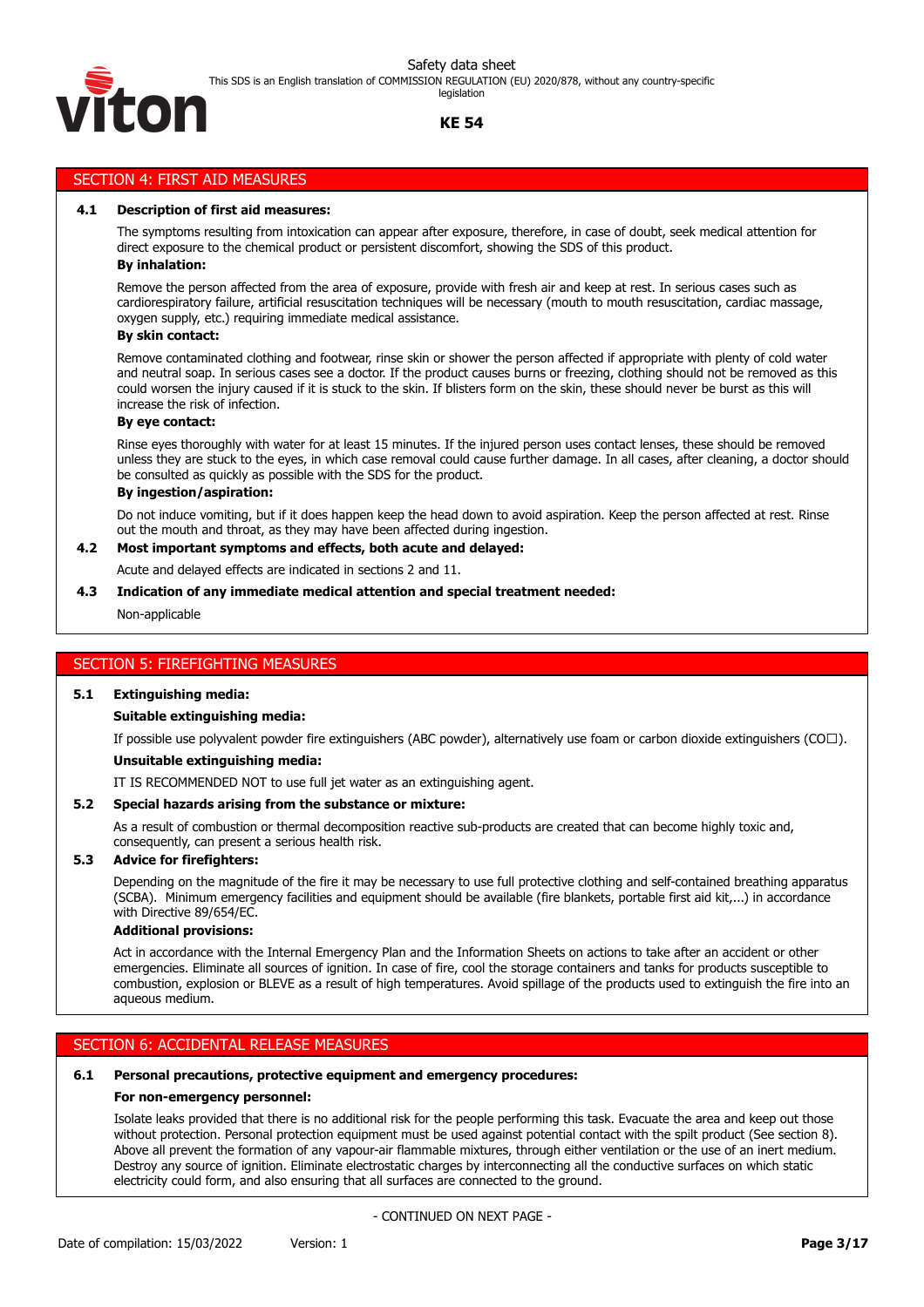## SECTION 4: FIRST AID MEASURES

**4.1 Description of first aid measures:**

The symptoms resulting from intoxication can appear after exposure, therefore, in case of doubt, seek medical attention for direct exposure to the chemical product or persistent discomfort, showing the SDS of this product.

**By inhalation:**

Remove the person affected from the area of exposure, provide with fresh air and keep at rest. In serious cases such as cardiorespiratory failure, artificial resuscitation techniques will be necessary (mouth to mouth resuscitation, cardiac massage, oxygen supply, etc.) requiring immediate medical assistance.

**By skin contact:**

Remove contaminated clothing and footwear, rinse skin or shower the person affected if appropriate with plenty of cold water and neutral soap. In serious cases see a doctor. If the product causes burns or freezing, clothing should not be removed as this could worsen the injury caused if it is stuck to the skin. If blisters form on the skin, these should never be burst as this will increase the risk of infection.

**By eye contact:**

Rinse eyes thoroughly with water for at least 15 minutes. If the injured person uses contact lenses, these should be removed unless they are stuck to the eyes, in which case removal could cause further damage. In all cases, after cleaning, a doctor should be consulted as quickly as possible with the SDS for the product.

**By ingestion/aspiration:**

Do not induce vomiting, but if it does happen keep the head down to avoid aspiration. Keep the person affected at rest. Rinse out the mouth and throat, as they may have been affected during ingestion.

**4.2 Most important symptoms and effects, both acute and delayed:**

Acute and delayed effects are indicated in sections 2 and 11.

**4.3 Indication of any immediate medical attention and special treatment needed:**

Non-applicable

## SECTION 5: FIREFIGHTING MEASURES

**5.1 Extinguishing media:**

**Suitable extinguishing media:**

If possible use polyvalent powder fire extinguishers (ABC powder), alternatively use foam or carbon dioxide extinguishers ($CO_2$).

**Unsuitable extinguishing media:**

IT IS RECOMMENDED NOT to use full jet water as an extinguishing agent.

**5.2 Special hazards arising from the substance or mixture:**

As a result of combustion or thermal decomposition reactive sub-products are created that can become highly toxic and, consequently, can present a serious health risk.

**5.3 Advice for firefighters:**

Depending on the magnitude of the fire it may be necessary to use full protective clothing and self-contained breathing apparatus (SCBA). Minimum emergency facilities and equipment should be available (fire blankets, portable first aid kit,...) in accordance with Directive 89/654/EC.

**Additional provisions:**

Act in accordance with the Internal Emergency Plan and the Information Sheets on actions to take after an accident or other emergencies. Eliminate all sources of ignition. In case of fire, cool the storage containers and tanks for products susceptible to combustion, explosion or BLEVE as a result of high temperatures. Avoid spillage of the products used to extinguish the fire into an aqueous medium.

## SECTION 6: ACCIDENTAL RELEASE MEASURES

**6.1 Personal precautions, protective equipment and emergency procedures:**

**For non-emergency personnel:**

Isolate leaks provided that there is no additional risk for the people performing this task. Evacuate the area and keep out those without protection. Personal protection equipment must be used against potential contact with the spilt product (See section 8). Above all prevent the formation of any vapour-air flammable mixtures, through either ventilation or the use of an inert medium. Destroy any source of ignition. Eliminate electrostatic charges by interconnecting all the conductive surfaces on which static electricity could form, and also ensuring that all surfaces are connected to the ground.

- CONTINUED ON NEXT PAGE -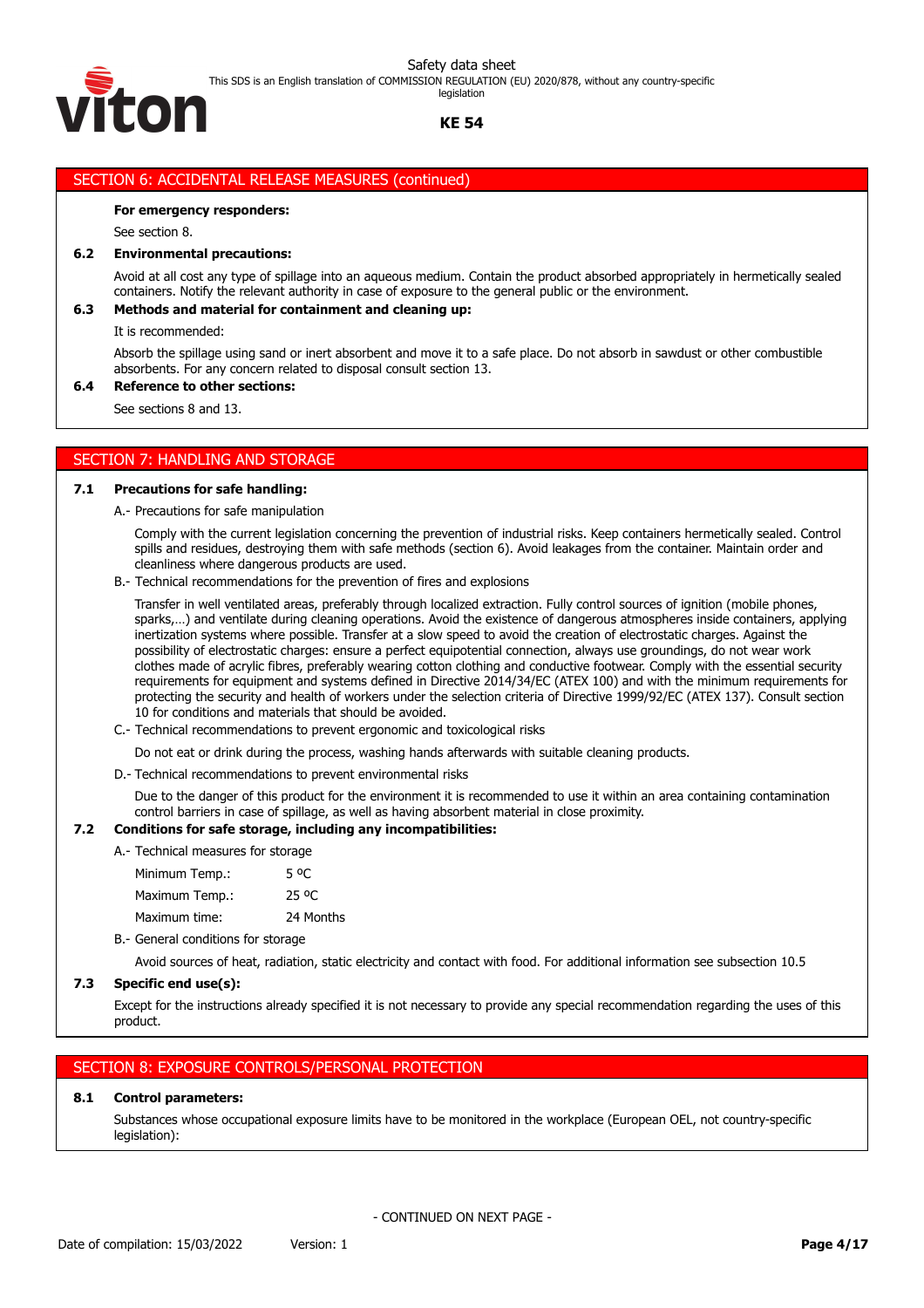## SECTION 6: ACCIDENTAL RELEASE MEASURES (continued)

**For emergency responders:**

See section 8.

**6.2 Environmental precautions:**

Avoid at all cost any type of spillage into an aqueous medium. Contain the product absorbed appropriately in hermetically sealed containers. Notify the relevant authority in case of exposure to the general public or the environment.

**6.3 Methods and material for containment and cleaning up:**

It is recommended:

Absorb the spillage using sand or inert absorbent and move it to a safe place. Do not absorb in sawdust or other combustible absorbents. For any concern related to disposal consult section 13.

**6.4 Reference to other sections:**

See sections 8 and 13.

## SECTION 7: HANDLING AND STORAGE

**7.1 Precautions for safe handling:**

A.- Precautions for safe manipulation

Comply with the current legislation concerning the prevention of industrial risks. Keep containers hermetically sealed. Control spills and residues, destroying them with safe methods (section 6). Avoid leakages from the container. Maintain order and cleanliness where dangerous products are used.

B.- Technical recommendations for the prevention of fires and explosions

Transfer in well ventilated areas, preferably through localized extraction. Fully control sources of ignition (mobile phones, sparks,…) and ventilate during cleaning operations. Avoid the existence of dangerous atmospheres inside containers, applying inertization systems where possible. Transfer at a slow speed to avoid the creation of electrostatic charges. Against the possibility of electrostatic charges: ensure a perfect equipotential connection, always use groundings, do not wear work clothes made of acrylic fibres, preferably wearing cotton clothing and conductive footwear. Comply with the essential security requirements for equipment and systems defined in Directive 2014/34/EC (ATEX 100) and with the minimum requirements for protecting the security and health of workers under the selection criteria of Directive 1999/92/EC (ATEX 137). Consult section 10 for conditions and materials that should be avoided.

C.- Technical recommendations to prevent ergonomic and toxicological risks

Do not eat or drink during the process, washing hands afterwards with suitable cleaning products.

D.- Technical recommendations to prevent environmental risks

Due to the danger of this product for the environment it is recommended to use it within an area containing contamination control barriers in case of spillage, as well as having absorbent material in close proximity.

**7.2 Conditions for safe storage, including any incompatibilities:**

A.- Technical measures for storage

| | |
|---|---|
| Minimum Temp.: | 5 ºC |
| Maximum Temp.: | 25 ºC |
| Maximum time: | 24 Months |

B.- General conditions for storage

Avoid sources of heat, radiation, static electricity and contact with food. For additional information see subsection 10.5

**7.3 Specific end use(s):**

Except for the instructions already specified it is not necessary to provide any special recommendation regarding the uses of this product.

## SECTION 8: EXPOSURE CONTROLS/PERSONAL PROTECTION

**8.1 Control parameters:**

Substances whose occupational exposure limits have to be monitored in the workplace (European OEL, not country-specific legislation):

- CONTINUED ON NEXT PAGE -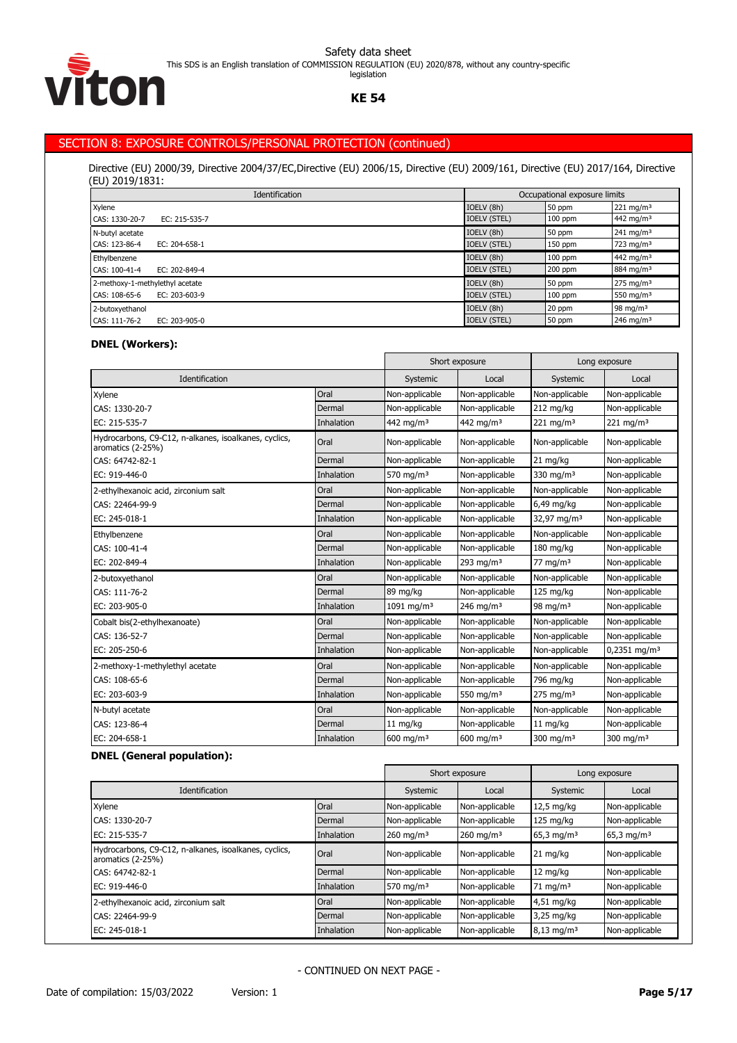## SECTION 8: EXPOSURE CONTROLS/PERSONAL PROTECTION (continued)

Directive (EU) 2000/39, Directive 2004/37/EC,Directive (EU) 2006/15, Directive (EU) 2009/161, Directive (EU) 2017/164, Directive (EU) 2019/1831:

| Identification | Occupational exposure limits | | |
|---|---|---|---|
| Xylene<br>CAS: 1330-20-7 EC: 215-535-7 | IOELV (8h) | 50 ppm | 221 mg/m³ |
| | IOELV (STEL) | 100 ppm | 442 mg/m³ |
| N-butyl acetate<br>CAS: 123-86-4 EC: 204-658-1 | IOELV (8h) | 50 ppm | 241 mg/m³ |
| | IOELV (STEL) | 150 ppm | 723 mg/m³ |
| Ethylbenzene<br>CAS: 100-41-4 EC: 202-849-4 | IOELV (8h) | 100 ppm | 442 mg/m³ |
| | IOELV (STEL) | 200 ppm | 884 mg/m³ |
| 2-methoxy-1-methylethyl acetate<br>CAS: 108-65-6 EC: 203-603-9 | IOELV (8h) | 50 ppm | 275 mg/m³ |
| | IOELV (STEL) | 100 ppm | 550 mg/m³ |
| 2-butoxyethanol<br>CAS: 111-76-2 EC: 203-905-0 | IOELV (8h) | 20 ppm | 98 mg/m³ |
| | IOELV (STEL) | 50 ppm | 246 mg/m³ |

**DNEL (Workers):**

| | | Short exposure | | Long exposure | |
|---|---|---|---|---|---|
| Identification | | Systemic | Local | Systemic | Local |
| Xylene | Oral | Non-applicable | Non-applicable | Non-applicable | Non-applicable |
| CAS: 1330-20-7 | Dermal | Non-applicable | Non-applicable | 212 mg/kg | Non-applicable |
| EC: 215-535-7 | Inhalation | 442 mg/m³ | 442 mg/m³ | 221 mg/m³ | 221 mg/m³ |
| Hydrocarbons, C9-C12, n-alkanes, isoalkanes, cyclics, aromatics (2-25%) | Oral | Non-applicable | Non-applicable | Non-applicable | Non-applicable |
| CAS: 64742-82-1 | Dermal | Non-applicable | Non-applicable | 21 mg/kg | Non-applicable |
| EC: 919-446-0 | Inhalation | 570 mg/m³ | Non-applicable | 330 mg/m³ | Non-applicable |
| 2-ethylhexanoic acid, zirconium salt | Oral | Non-applicable | Non-applicable | Non-applicable | Non-applicable |
| CAS: 22464-99-9 | Dermal | Non-applicable | Non-applicable | 6,49 mg/kg | Non-applicable |
| EC: 245-018-1 | Inhalation | Non-applicable | Non-applicable | 32,97 mg/m³ | Non-applicable |
| Ethylbenzene | Oral | Non-applicable | Non-applicable | Non-applicable | Non-applicable |
| CAS: 100-41-4 | Dermal | Non-applicable | Non-applicable | 180 mg/kg | Non-applicable |
| EC: 202-849-4 | Inhalation | Non-applicable | 293 mg/m³ | 77 mg/m³ | Non-applicable |
| 2-butoxyethanol | Oral | Non-applicable | Non-applicable | Non-applicable | Non-applicable |
| CAS: 111-76-2 | Dermal | 89 mg/kg | Non-applicable | 125 mg/kg | Non-applicable |
| EC: 203-905-0 | Inhalation | 1091 mg/m³ | 246 mg/m³ | 98 mg/m³ | Non-applicable |
| Cobalt bis(2-ethylhexanoate) | Oral | Non-applicable | Non-applicable | Non-applicable | Non-applicable |
| CAS: 136-52-7 | Dermal | Non-applicable | Non-applicable | Non-applicable | Non-applicable |
| EC: 205-250-6 | Inhalation | Non-applicable | Non-applicable | Non-applicable | 0,2351 mg/m³ |
| 2-methoxy-1-methylethyl acetate | Oral | Non-applicable | Non-applicable | Non-applicable | Non-applicable |
| CAS: 108-65-6 | Dermal | Non-applicable | Non-applicable | 796 mg/kg | Non-applicable |
| EC: 203-603-9 | Inhalation | Non-applicable | 550 mg/m³ | 275 mg/m³ | Non-applicable |
| N-butyl acetate | Oral | Non-applicable | Non-applicable | Non-applicable | Non-applicable |
| CAS: 123-86-4 | Dermal | 11 mg/kg | Non-applicable | 11 mg/kg | Non-applicable |
| EC: 204-658-1 | Inhalation | 600 mg/m³ | 600 mg/m³ | 300 mg/m³ | 300 mg/m³ |

**DNEL (General population):**

| | | Short exposure | | Long exposure | |
|---|---|---|---|---|---|
| Identification | | Systemic | Local | Systemic | Local |
| Xylene | Oral | Non-applicable | Non-applicable | 12,5 mg/kg | Non-applicable |
| CAS: 1330-20-7 | Dermal | Non-applicable | Non-applicable | 125 mg/kg | Non-applicable |
| EC: 215-535-7 | Inhalation | 260 mg/m³ | 260 mg/m³ | 65,3 mg/m³ | 65,3 mg/m³ |
| Hydrocarbons, C9-C12, n-alkanes, isoalkanes, cyclics, aromatics (2-25%) | Oral | Non-applicable | Non-applicable | 21 mg/kg | Non-applicable |
| CAS: 64742-82-1 | Dermal | Non-applicable | Non-applicable | 12 mg/kg | Non-applicable |
| EC: 919-446-0 | Inhalation | 570 mg/m³ | Non-applicable | 71 mg/m³ | Non-applicable |
| 2-ethylhexanoic acid, zirconium salt | Oral | Non-applicable | Non-applicable | 4,51 mg/kg | Non-applicable |
| CAS: 22464-99-9 | Dermal | Non-applicable | Non-applicable | 3,25 mg/kg | Non-applicable |
| EC: 245-018-1 | Inhalation | Non-applicable | Non-applicable | 8,13 mg/m³ | Non-applicable |

- CONTINUED ON NEXT PAGE -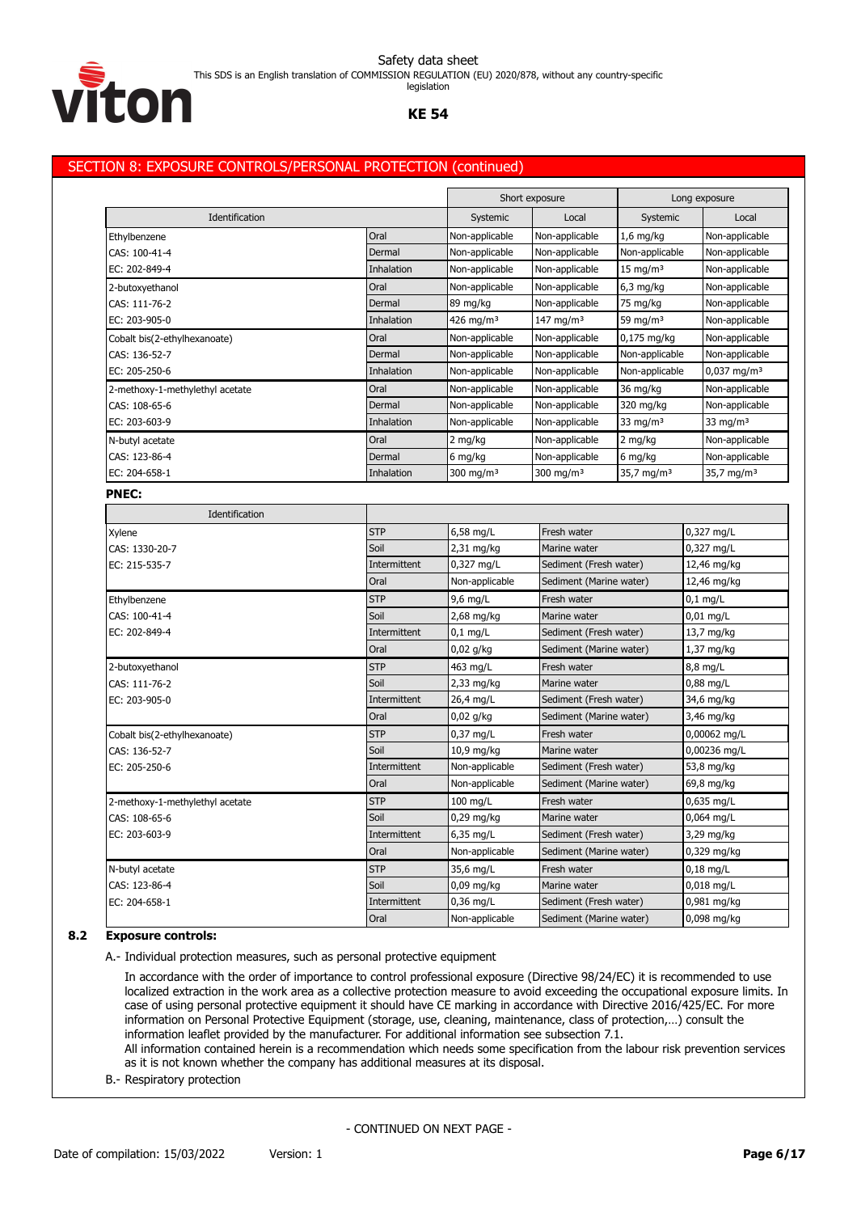## SECTION 8: EXPOSURE CONTROLS/PERSONAL PROTECTION (continued)

| Identification | | Short exposure | | Long exposure | |
|---|---|---|---|---|---|
| | | Systemic | Local | Systemic | Local |
| Ethylbenzene | Oral | Non-applicable | Non-applicable | 1,6 mg/kg | Non-applicable |
| CAS: 100-41-4 | Dermal | Non-applicable | Non-applicable | Non-applicable | Non-applicable |
| EC: 202-849-4 | Inhalation | Non-applicable | Non-applicable | 15 mg/m³ | Non-applicable |
| 2-butoxyethanol | Oral | Non-applicable | Non-applicable | 6,3 mg/kg | Non-applicable |
| CAS: 111-76-2 | Dermal | 89 mg/kg | Non-applicable | 75 mg/kg | Non-applicable |
| EC: 203-905-0 | Inhalation | 426 mg/m³ | 147 mg/m³ | 59 mg/m³ | Non-applicable |
| Cobalt bis(2-ethylhexanoate) | Oral | Non-applicable | Non-applicable | 0,175 mg/kg | Non-applicable |
| CAS: 136-52-7 | Dermal | Non-applicable | Non-applicable | Non-applicable | Non-applicable |
| EC: 205-250-6 | Inhalation | Non-applicable | Non-applicable | Non-applicable | 0,037 mg/m³ |
| 2-methoxy-1-methylethyl acetate | Oral | Non-applicable | Non-applicable | 36 mg/kg | Non-applicable |
| CAS: 108-65-6 | Dermal | Non-applicable | Non-applicable | 320 mg/kg | Non-applicable |
| EC: 203-603-9 | Inhalation | Non-applicable | Non-applicable | 33 mg/m³ | 33 mg/m³ |
| N-butyl acetate | Oral | 2 mg/kg | Non-applicable | 2 mg/kg | Non-applicable |
| CAS: 123-86-4 | Dermal | 6 mg/kg | Non-applicable | 6 mg/kg | Non-applicable |
| EC: 204-658-1 | Inhalation | 300 mg/m³ | 300 mg/m³ | 35,7 mg/m³ | 35,7 mg/m³ |

**PNEC:**

| Identification | | | | |
|---|---|---|---|---|
| Xylene | STP | 6,58 mg/L | Fresh water | 0,327 mg/L |
| CAS: 1330-20-7 | Soil | 2,31 mg/kg | Marine water | 0,327 mg/L |
| EC: 215-535-7 | Intermittent | 0,327 mg/L | Sediment (Fresh water) | 12,46 mg/kg |
| | Oral | Non-applicable | Sediment (Marine water) | 12,46 mg/kg |
| Ethylbenzene | STP | 9,6 mg/L | Fresh water | 0,1 mg/L |
| CAS: 100-41-4 | Soil | 2,68 mg/kg | Marine water | 0,01 mg/L |
| EC: 202-849-4 | Intermittent | 0,1 mg/L | Sediment (Fresh water) | 13,7 mg/kg |
| | Oral | 0,02 g/kg | Sediment (Marine water) | 1,37 mg/kg |
| 2-butoxyethanol | STP | 463 mg/L | Fresh water | 8,8 mg/L |
| CAS: 111-76-2 | Soil | 2,33 mg/kg | Marine water | 0,88 mg/L |
| EC: 203-905-0 | Intermittent | 26,4 mg/L | Sediment (Fresh water) | 34,6 mg/kg |
| | Oral | 0,02 g/kg | Sediment (Marine water) | 3,46 mg/kg |
| Cobalt bis(2-ethylhexanoate) | STP | 0,37 mg/L | Fresh water | 0,00062 mg/L |
| CAS: 136-52-7 | Soil | 10,9 mg/kg | Marine water | 0,00236 mg/L |
| EC: 205-250-6 | Intermittent | Non-applicable | Sediment (Fresh water) | 53,8 mg/kg |
| | Oral | Non-applicable | Sediment (Marine water) | 69,8 mg/kg |
| 2-methoxy-1-methylethyl acetate | STP | 100 mg/L | Fresh water | 0,635 mg/L |
| CAS: 108-65-6 | Soil | 0,29 mg/kg | Marine water | 0,064 mg/L |
| EC: 203-603-9 | Intermittent | 6,35 mg/L | Sediment (Fresh water) | 3,29 mg/kg |
| | Oral | Non-applicable | Sediment (Marine water) | 0,329 mg/kg |
| N-butyl acetate | STP | 35,6 mg/L | Fresh water | 0,18 mg/L |
| CAS: 123-86-4 | Soil | 0,09 mg/kg | Marine water | 0,018 mg/L |
| EC: 204-658-1 | Intermittent | 0,36 mg/L | Sediment (Fresh water) | 0,981 mg/kg |
| | Oral | Non-applicable | Sediment (Marine water) | 0,098 mg/kg |

### 8.2 Exposure controls:

A.- Individual protection measures, such as personal protective equipment

In accordance with the order of importance to control professional exposure (Directive 98/24/EC) it is recommended to use localized extraction in the work area as a collective protection measure to avoid exceeding the occupational exposure limits. In case of using personal protective equipment it should have CE marking in accordance with Directive 2016/425/EC. For more information on Personal Protective Equipment (storage, use, cleaning, maintenance, class of protection,…) consult the information leaflet provided by the manufacturer. For additional information see subsection 7.1.

All information contained herein is a recommendation which needs some specification from the labour risk prevention services as it is not known whether the company has additional measures at its disposal.

B.- Respiratory protection

- CONTINUED ON NEXT PAGE -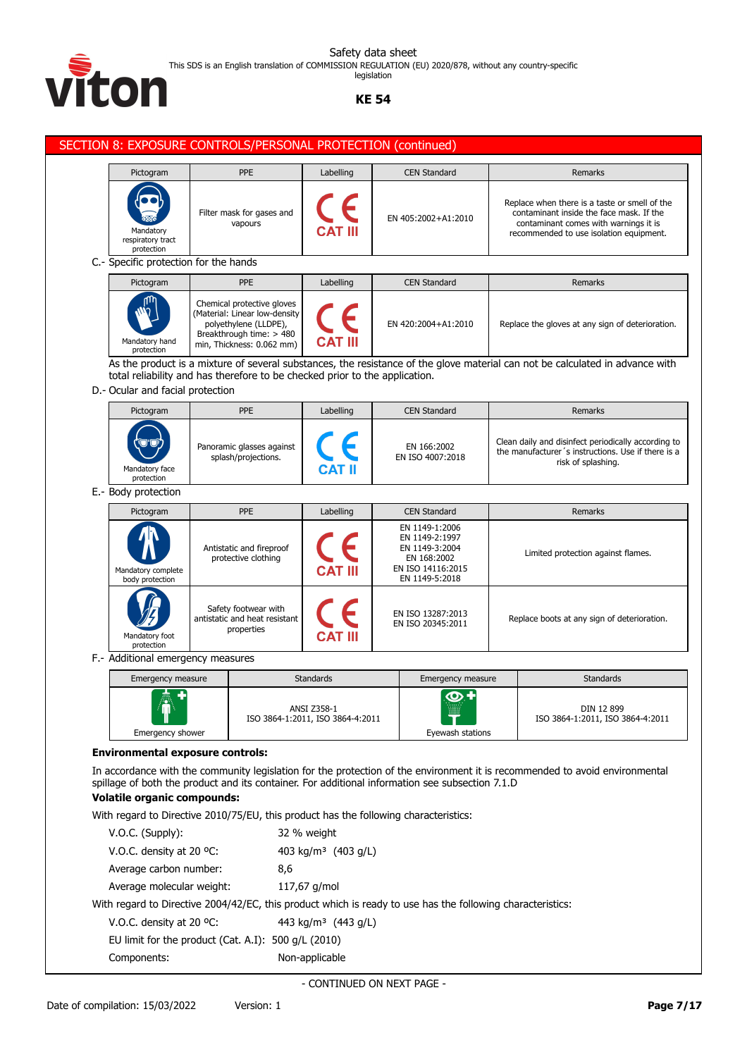## SECTION 8: EXPOSURE CONTROLS/PERSONAL PROTECTION (continued)

| Pictogram | PPE | Labelling | CEN Standard | Remarks |
|---|---|---|---|---|
| Mandatory respiratory tract protection | Filter mask for gases and vapours | CE CAT III | EN 405:2002+A1:2010 | Replace when there is a taste or smell of the contaminant inside the face mask. If the contaminant comes with warnings it is recommended to use isolation equipment. |

C.- Specific protection for the hands

| Pictogram | PPE | Labelling | CEN Standard | Remarks |
|---|---|---|---|---|
| Mandatory hand protection | Chemical protective gloves (Material: Linear low-density polyethylene (LLDPE), Breakthrough time: > 480 min, Thickness: 0.062 mm) | CE CAT III | EN 420:2004+A1:2010 | Replace the gloves at any sign of deterioration. |

As the product is a mixture of several substances, the resistance of the glove material can not be calculated in advance with total reliability and has therefore to be checked prior to the application.

D.- Ocular and facial protection

| Pictogram | PPE | Labelling | CEN Standard | Remarks |
|---|---|---|---|---|
| Mandatory face protection | Panoramic glasses against splash/projections. | CE CAT II | EN 166:2002<br>EN ISO 4007:2018 | Clean daily and disinfect periodically according to the manufacturer´s instructions. Use if there is a risk of splashing. |

E.- Body protection

| Pictogram | PPE | Labelling | CEN Standard | Remarks |
|---|---|---|---|---|
| Mandatory complete body protection | Antistatic and fireproof protective clothing | CE CAT III | EN 1149-1:2006<br>EN 1149-2:1997<br>EN 1149-3:2004<br>EN 168:2002<br>EN ISO 14116:2015<br>EN 1149-5:2018 | Limited protection against flames. |
| Mandatory foot protection | Safety footwear with antistatic and heat resistant properties | CE CAT III | EN ISO 13287:2013<br>EN ISO 20345:2011 | Replace boots at any sign of deterioration. |

F.- Additional emergency measures

| Emergency measure | Standards | Emergency measure | Standards |
|---|---|---|---|
| Emergency shower | ANSI Z358-1<br>ISO 3864-1:2011, ISO 3864-4:2011 | Eyewash stations | DIN 12 899<br>ISO 3864-1:2011, ISO 3864-4:2011 |

**Environmental exposure controls:**

In accordance with the community legislation for the protection of the environment it is recommended to avoid environmental spillage of both the product and its container. For additional information see subsection 7.1.D

**Volatile organic compounds:**

With regard to Directive 2010/75/EU, this product has the following characteristics:

| | |
|---|---|
| V.O.C. (Supply): | 32 % weight |
| V.O.C. density at 20 ºC: | 403 kg/m³ (403 g/L) |
| Average carbon number: | 8,6 |
| Average molecular weight: | 117,67 g/mol |

With regard to Directive 2004/42/EC, this product which is ready to use has the following characteristics:

| | |
|---|---|
| V.O.C. density at 20 ºC: | 443 kg/m³ (443 g/L) |
| EU limit for the product (Cat. A.I): | 500 g/L (2010) |
| Components: | Non-applicable |

- CONTINUED ON NEXT PAGE -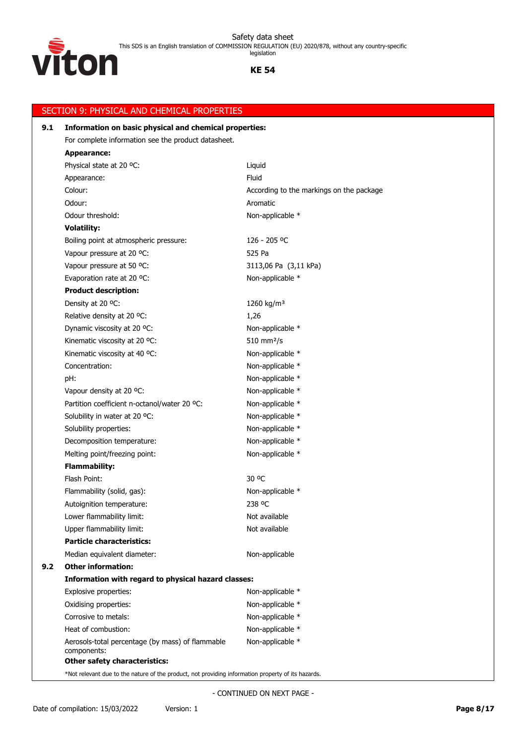## SECTION 9: PHYSICAL AND CHEMICAL PROPERTIES

### 9.1 Information on basic physical and chemical properties:

For complete information see the product datasheet.

**Appearance:**

| | |
|---|---|
| Physical state at 20 ºC: | Liquid |
| Appearance: | Fluid |
| Colour: | According to the markings on the package |
| Odour: | Aromatic |
| Odour threshold: | Non-applicable * |

**Volatility:**

| | |
|---|---|
| Boiling point at atmospheric pressure: | 126 - 205 ºC |
| Vapour pressure at 20 ºC: | 525 Pa |
| Vapour pressure at 50 ºC: | 3113,06 Pa (3,11 kPa) |
| Evaporation rate at 20 ºC: | Non-applicable * |

**Product description:**

| | |
|---|---|
| Density at 20 ºC: | 1260 kg/m³ |
| Relative density at 20 ºC: | 1,26 |
| Dynamic viscosity at 20 ºC: | Non-applicable * |
| Kinematic viscosity at 20 ºC: | 510 mm²/s |
| Kinematic viscosity at 40 ºC: | Non-applicable * |
| Concentration: | Non-applicable * |
| pH: | Non-applicable * |
| Vapour density at 20 ºC: | Non-applicable * |
| Partition coefficient n-octanol/water 20 ºC: | Non-applicable * |
| Solubility in water at 20 ºC: | Non-applicable * |
| Solubility properties: | Non-applicable * |
| Decomposition temperature: | Non-applicable * |
| Melting point/freezing point: | Non-applicable * |

**Flammability:**

| | |
|---|---|
| Flash Point: | 30 ºC |
| Flammability (solid, gas): | Non-applicable * |
| Autoignition temperature: | 238 ºC |
| Lower flammability limit: | Not available |
| Upper flammability limit: | Not available |

**Particle characteristics:**

| | |
|---|---|
| Median equivalent diameter: | Non-applicable |

### 9.2 Other information:

**Information with regard to physical hazard classes:**

| | |
|---|---|
| Explosive properties: | Non-applicable * |
| Oxidising properties: | Non-applicable * |
| Corrosive to metals: | Non-applicable * |
| Heat of combustion: | Non-applicable * |
| Aerosols-total percentage (by mass) of flammable components: | Non-applicable * |

**Other safety characteristics:**

*Not relevant due to the nature of the product, not providing information property of its hazards.

- CONTINUED ON NEXT PAGE -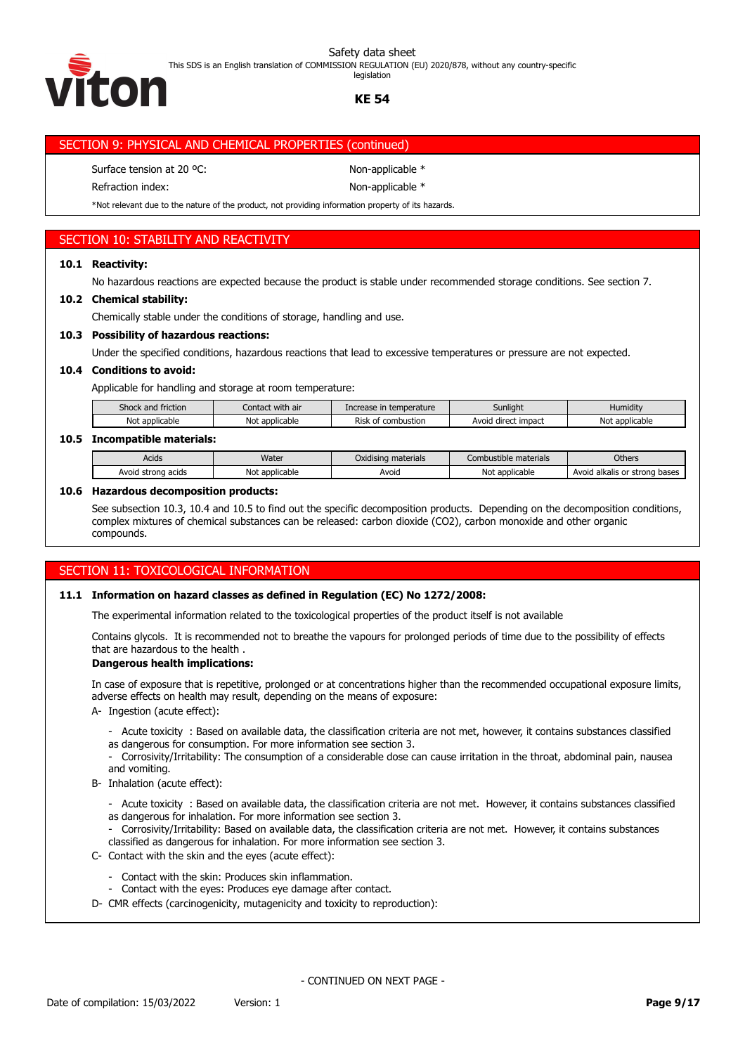## SECTION 9: PHYSICAL AND CHEMICAL PROPERTIES (continued)

Surface tension at 20 ºC: Non-applicable *

Refraction index: Non-applicable *

*Not relevant due to the nature of the product, not providing information property of its hazards.

## SECTION 10: STABILITY AND REACTIVITY

**10.1 Reactivity:**

No hazardous reactions are expected because the product is stable under recommended storage conditions. See section 7.

**10.2 Chemical stability:**

Chemically stable under the conditions of storage, handling and use.

**10.3 Possibility of hazardous reactions:**

Under the specified conditions, hazardous reactions that lead to excessive temperatures or pressure are not expected.

**10.4 Conditions to avoid:**

Applicable for handling and storage at room temperature:

| Shock and friction | Contact with air | Increase in temperature | Sunlight | Humidity |
|---|---|---|---|---|
| Not applicable | Not applicable | Risk of combustion | Avoid direct impact | Not applicable |

**10.5 Incompatible materials:**

| Acids | Water | Oxidising materials | Combustible materials | Others |
|---|---|---|---|---|
| Avoid strong acids | Not applicable | Avoid | Not applicable | Avoid alkalis or strong bases |

**10.6 Hazardous decomposition products:**

See subsection 10.3, 10.4 and 10.5 to find out the specific decomposition products. Depending on the decomposition conditions, complex mixtures of chemical substances can be released: carbon dioxide ($CO_2$), carbon monoxide and other organic compounds.

## SECTION 11: TOXICOLOGICAL INFORMATION

**11.1 Information on hazard classes as defined in Regulation (EC) No 1272/2008:**

The experimental information related to the toxicological properties of the product itself is not available

Contains glycols. It is recommended not to breathe the vapours for prolonged periods of time due to the possibility of effects that are hazardous to the health .

**Dangerous health implications:**

In case of exposure that is repetitive, prolonged or at concentrations higher than the recommended occupational exposure limits, adverse effects on health may result, depending on the means of exposure:

A- Ingestion (acute effect):

- Acute toxicity : Based on available data, the classification criteria are not met, however, it contains substances classified as dangerous for consumption. For more information see section 3.
- Corrosivity/Irritability: The consumption of a considerable dose can cause irritation in the throat, abdominal pain, nausea and vomiting.

B- Inhalation (acute effect):

- Acute toxicity : Based on available data, the classification criteria are not met. However, it contains substances classified as dangerous for inhalation. For more information see section 3.
- Corrosivity/Irritability: Based on available data, the classification criteria are not met. However, it contains substances classified as dangerous for inhalation. For more information see section 3.

C- Contact with the skin and the eyes (acute effect):

- Contact with the skin: Produces skin inflammation.
- Contact with the eyes: Produces eye damage after contact.

D- CMR effects (carcinogenicity, mutagenicity and toxicity to reproduction):

- CONTINUED ON NEXT PAGE -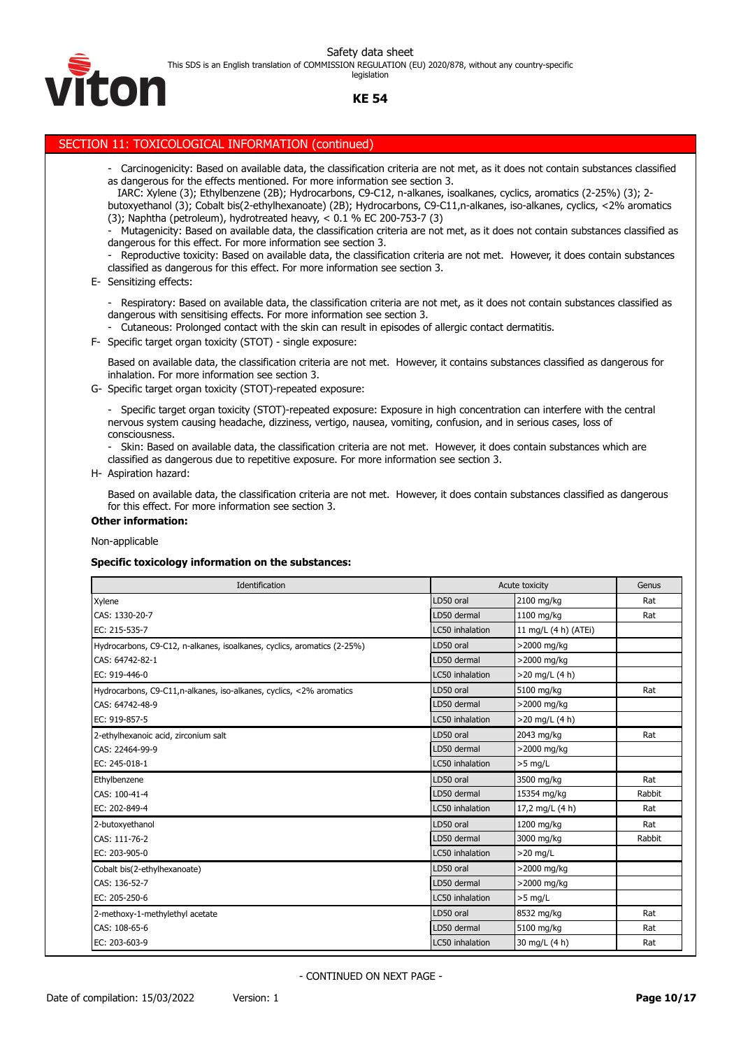## SECTION 11: TOXICOLOGICAL INFORMATION (continued)

- Carcinogenicity: Based on available data, the classification criteria are not met, as it does not contain substances classified as dangerous for the effects mentioned. For more information see section 3.
  IARC: Xylene (3); Ethylbenzene (2B); Hydrocarbons, C9-C12, n-alkanes, isoalkanes, cyclics, aromatics (2-25%) (3); 2-butoxyethanol (3); Cobalt bis(2-ethylhexanoate) (2B); Hydrocarbons, C9-C11,n-alkanes, iso-alkanes, cyclics, <2% aromatics (3); Naphtha (petroleum), hydrotreated heavy, < 0.1 % EC 200-753-7 (3)
- Mutagenicity: Based on available data, the classification criteria are not met, as it does not contain substances classified as dangerous for this effect. For more information see section 3.
- Reproductive toxicity: Based on available data, the classification criteria are not met. However, it does contain substances classified as dangerous for this effect. For more information see section 3.

E- Sensitizing effects:

- Respiratory: Based on available data, the classification criteria are not met, as it does not contain substances classified as dangerous with sensitising effects. For more information see section 3.
- Cutaneous: Prolonged contact with the skin can result in episodes of allergic contact dermatitis.

F- Specific target organ toxicity (STOT) - single exposure:

Based on available data, the classification criteria are not met. However, it contains substances classified as dangerous for inhalation. For more information see section 3.

G- Specific target organ toxicity (STOT)-repeated exposure:

- Specific target organ toxicity (STOT)-repeated exposure: Exposure in high concentration can interfere with the central nervous system causing headache, dizziness, vertigo, nausea, vomiting, confusion, and in serious cases, loss of consciousness.
- Skin: Based on available data, the classification criteria are not met. However, it does contain substances which are classified as dangerous due to repetitive exposure. For more information see section 3.

H- Aspiration hazard:

Based on available data, the classification criteria are not met. However, it does contain substances classified as dangerous for this effect. For more information see section 3.

**Other information:**

Non-applicable

**Specific toxicology information on the substances:**

| Identification | Acute toxicity | | Genus |
|---|---|---|---|
| Xylene | LD50 oral | 2100 mg/kg | Rat |
| CAS: 1330-20-7 | LD50 dermal | 1100 mg/kg | Rat |
| EC: 215-535-7 | LC50 inhalation | 11 mg/L (4 h) (ATEi) | |
| Hydrocarbons, C9-C12, n-alkanes, isoalkanes, cyclics, aromatics (2-25%) | LD50 oral | >2000 mg/kg | |
| CAS: 64742-82-1 | LD50 dermal | >2000 mg/kg | |
| EC: 919-446-0 | LC50 inhalation | >20 mg/L (4 h) | |
| Hydrocarbons, C9-C11,n-alkanes, iso-alkanes, cyclics, <2% aromatics | LD50 oral | 5100 mg/kg | Rat |
| CAS: 64742-48-9 | LD50 dermal | >2000 mg/kg | |
| EC: 919-857-5 | LC50 inhalation | >20 mg/L (4 h) | |
| 2-ethylhexanoic acid, zirconium salt | LD50 oral | 2043 mg/kg | Rat |
| CAS: 22464-99-9 | LD50 dermal | >2000 mg/kg | |
| EC: 245-018-1 | LC50 inhalation | >5 mg/L | |
| Ethylbenzene | LD50 oral | 3500 mg/kg | Rat |
| CAS: 100-41-4 | LD50 dermal | 15354 mg/kg | Rabbit |
| EC: 202-849-4 | LC50 inhalation | 17,2 mg/L (4 h) | Rat |
| 2-butoxyethanol | LD50 oral | 1200 mg/kg | Rat |
| CAS: 111-76-2 | LD50 dermal | 3000 mg/kg | Rabbit |
| EC: 203-905-0 | LC50 inhalation | >20 mg/L | |
| Cobalt bis(2-ethylhexanoate) | LD50 oral | >2000 mg/kg | |
| CAS: 136-52-7 | LD50 dermal | >2000 mg/kg | |
| EC: 205-250-6 | LC50 inhalation | >5 mg/L | |
| 2-methoxy-1-methylethyl acetate | LD50 oral | 8532 mg/kg | Rat |
| CAS: 108-65-6 | LD50 dermal | 5100 mg/kg | Rat |
| EC: 203-603-9 | LC50 inhalation | 30 mg/L (4 h) | Rat |

- CONTINUED ON NEXT PAGE -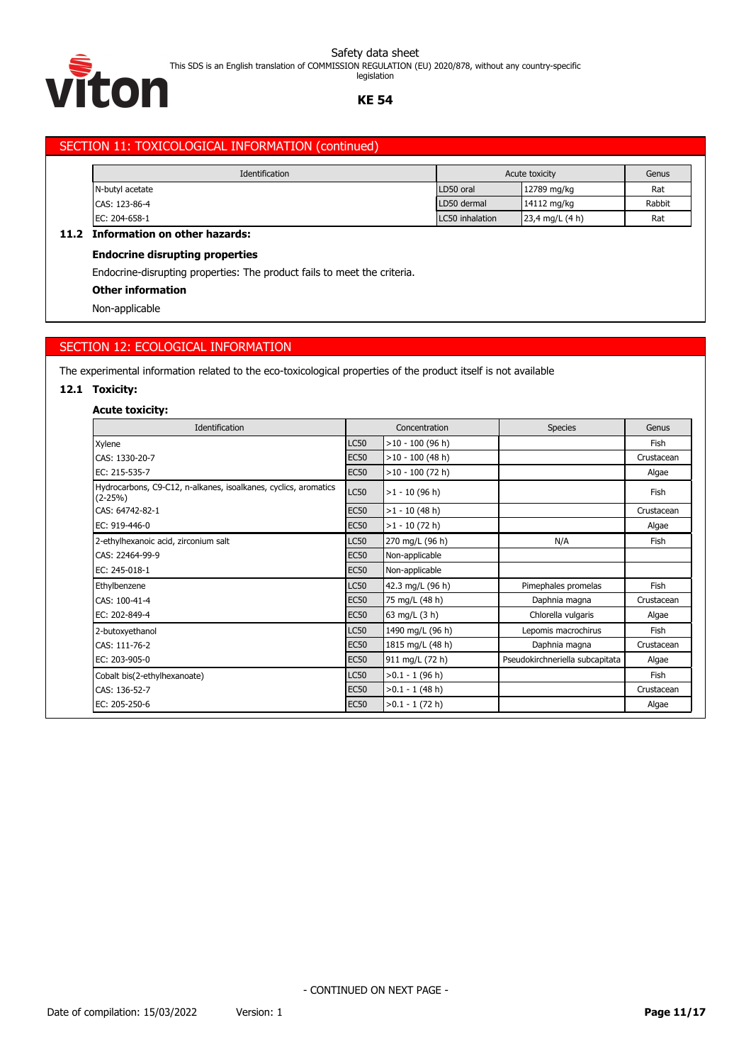## SECTION 11: TOXICOLOGICAL INFORMATION (continued)

| Identification | Acute toxicity | | Genus |
|---|---|---|---|
| N-butyl acetate | LD50 oral | 12789 mg/kg | Rat |
| CAS: 123-86-4 | LD50 dermal | 14112 mg/kg | Rabbit |
| EC: 204-658-1 | LC50 inhalation | 23,4 mg/L (4 h) | Rat |

**11.2 Information on other hazards:**

**Endocrine disrupting properties**

Endocrine-disrupting properties: The product fails to meet the criteria.

**Other information**

Non-applicable

## SECTION 12: ECOLOGICAL INFORMATION

The experimental information related to the eco-toxicological properties of the product itself is not available

**12.1 Toxicity:**

**Acute toxicity:**

| Identification | Concentration | | Species | Genus |
|---|---|---|---|---|
| Xylene | LC50 | >10 - 100 (96 h) | | Fish |
| CAS: 1330-20-7 | EC50 | >10 - 100 (48 h) | | Crustacean |
| EC: 215-535-7 | EC50 | >10 - 100 (72 h) | | Algae |
| Hydrocarbons, C9-C12, n-alkanes, isoalkanes, cyclics, aromatics (2-25%) | LC50 | >1 - 10 (96 h) | | Fish |
| CAS: 64742-82-1 | EC50 | >1 - 10 (48 h) | | Crustacean |
| EC: 919-446-0 | EC50 | >1 - 10 (72 h) | | Algae |
| 2-ethylhexanoic acid, zirconium salt | LC50 | 270 mg/L (96 h) | N/A | Fish |
| CAS: 22464-99-9 | EC50 | Non-applicable | | |
| EC: 245-018-1 | EC50 | Non-applicable | | |
| Ethylbenzene | LC50 | 42.3 mg/L (96 h) | Pimephales promelas | Fish |
| CAS: 100-41-4 | EC50 | 75 mg/L (48 h) | Daphnia magna | Crustacean |
| EC: 202-849-4 | EC50 | 63 mg/L (3 h) | Chlorella vulgaris | Algae |
| 2-butoxyethanol | LC50 | 1490 mg/L (96 h) | Lepomis macrochirus | Fish |
| CAS: 111-76-2 | EC50 | 1815 mg/L (48 h) | Daphnia magna | Crustacean |
| EC: 203-905-0 | EC50 | 911 mg/L (72 h) | Pseudokirchneriella subcapitata | Algae |
| Cobalt bis(2-ethylhexanoate) | LC50 | >0.1 - 1 (96 h) | | Fish |
| CAS: 136-52-7 | EC50 | >0.1 - 1 (48 h) | | Crustacean |
| EC: 205-250-6 | EC50 | >0.1 - 1 (72 h) | | Algae |

- CONTINUED ON NEXT PAGE -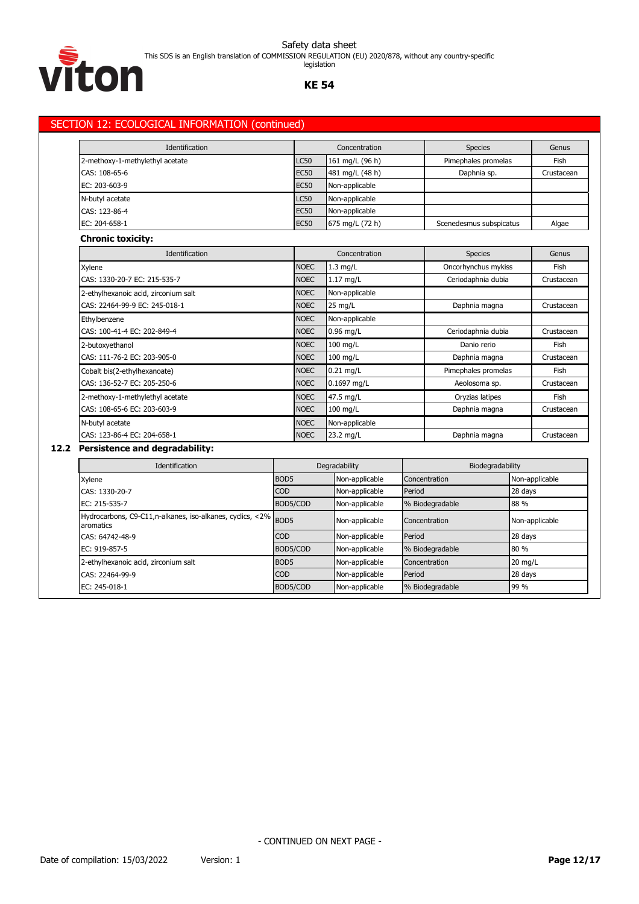## SECTION 12: ECOLOGICAL INFORMATION (continued)

| Identification | Concentration | | Species | Genus |
|---|---|---|---|---|
| 2-methoxy-1-methylethyl acetate | LC50 | 161 mg/L (96 h) | Pimephales promelas | Fish |
| CAS: 108-65-6 | EC50 | 481 mg/L (48 h) | Daphnia sp. | Crustacean |
| EC: 203-603-9 | EC50 | Non-applicable | | |
| N-butyl acetate | LC50 | Non-applicable | | |
| CAS: 123-86-4 | EC50 | Non-applicable | | |
| EC: 204-658-1 | EC50 | 675 mg/L (72 h) | Scenedesmus subspicatus | Algae |

**Chronic toxicity:**

| Identification | Concentration | | Species | Genus |
|---|---|---|---|---|
| Xylene | NOEC | 1.3 mg/L | Oncorhynchus mykiss | Fish |
| CAS: 1330-20-7 EC: 215-535-7 | NOEC | 1.17 mg/L | Ceriodaphnia dubia | Crustacean |
| 2-ethylhexanoic acid, zirconium salt | NOEC | Non-applicable | | |
| CAS: 22464-99-9 EC: 245-018-1 | NOEC | 25 mg/L | Daphnia magna | Crustacean |
| Ethylbenzene | NOEC | Non-applicable | | |
| CAS: 100-41-4 EC: 202-849-4 | NOEC | 0.96 mg/L | Ceriodaphnia dubia | Crustacean |
| 2-butoxyethanol | NOEC | 100 mg/L | Danio rerio | Fish |
| CAS: 111-76-2 EC: 203-905-0 | NOEC | 100 mg/L | Daphnia magna | Crustacean |
| Cobalt bis(2-ethylhexanoate) | NOEC | 0.21 mg/L | Pimephales promelas | Fish |
| CAS: 136-52-7 EC: 205-250-6 | NOEC | 0.1697 mg/L | Aeolosoma sp. | Crustacean |
| 2-methoxy-1-methylethyl acetate | NOEC | 47.5 mg/L | Oryzias latipes | Fish |
| CAS: 108-65-6 EC: 203-603-9 | NOEC | 100 mg/L | Daphnia magna | Crustacean |
| N-butyl acetate | NOEC | Non-applicable | | |
| CAS: 123-86-4 EC: 204-658-1 | NOEC | 23.2 mg/L | Daphnia magna | Crustacean |

### 12.2 Persistence and degradability:

| Identification | Degradability | | Biodegradability | |
|---|---|---|---|---|
| Xylene | BOD5 | Non-applicable | Concentration | Non-applicable |
| CAS: 1330-20-7 | COD | Non-applicable | Period | 28 days |
| EC: 215-535-7 | BOD5/COD | Non-applicable | % Biodegradable | 88 % |
| Hydrocarbons, C9-C11,n-alkanes, iso-alkanes, cyclics, <2% aromatics | BOD5 | Non-applicable | Concentration | Non-applicable |
| CAS: 64742-48-9 | COD | Non-applicable | Period | 28 days |
| EC: 919-857-5 | BOD5/COD | Non-applicable | % Biodegradable | 80 % |
| 2-ethylhexanoic acid, zirconium salt | BOD5 | Non-applicable | Concentration | 20 mg/L |
| CAS: 22464-99-9 | COD | Non-applicable | Period | 28 days |
| EC: 245-018-1 | BOD5/COD | Non-applicable | % Biodegradable | 99 % |

- CONTINUED ON NEXT PAGE -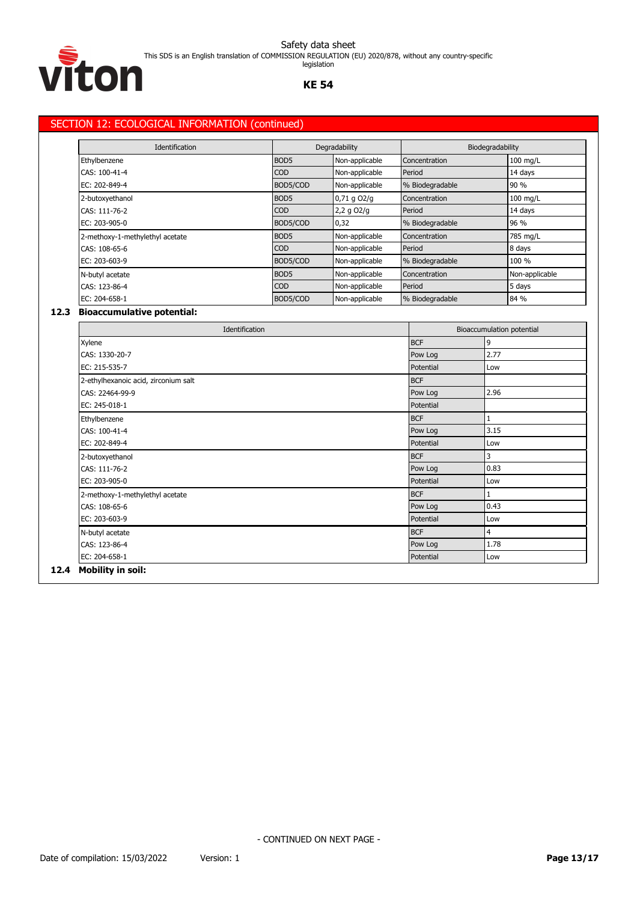## SECTION 12: ECOLOGICAL INFORMATION (continued)

| Identification | Degradability | | Biodegradability | |
|---|---|---|---|---|
| Ethylbenzene | BOD5 | Non-applicable | Concentration | 100 mg/L |
| CAS: 100-41-4 | COD | Non-applicable | Period | 14 days |
| EC: 202-849-4 | BOD5/COD | Non-applicable | % Biodegradable | 90 % |
| 2-butoxyethanol | BOD5 | 0,71 g O2/g | Concentration | 100 mg/L |
| CAS: 111-76-2 | COD | 2,2 g O2/g | Period | 14 days |
| EC: 203-905-0 | BOD5/COD | 0,32 | % Biodegradable | 96 % |
| 2-methoxy-1-methylethyl acetate | BOD5 | Non-applicable | Concentration | 785 mg/L |
| CAS: 108-65-6 | COD | Non-applicable | Period | 8 days |
| EC: 203-603-9 | BOD5/COD | Non-applicable | % Biodegradable | 100 % |
| N-butyl acetate | BOD5 | Non-applicable | Concentration | Non-applicable |
| CAS: 123-86-4 | COD | Non-applicable | Period | 5 days |
| EC: 204-658-1 | BOD5/COD | Non-applicable | % Biodegradable | 84 % |

### 12.3 Bioaccumulative potential:

| Identification | Bioaccumulation potential | |
|---|---|---|
| Xylene | BCF | 9 |
| CAS: 1330-20-7 | Pow Log | 2.77 |
| EC: 215-535-7 | Potential | Low |
| 2-ethylhexanoic acid, zirconium salt | BCF | |
| CAS: 22464-99-9 | Pow Log | 2.96 |
| EC: 245-018-1 | Potential | |
| Ethylbenzene | BCF | 1 |
| CAS: 100-41-4 | Pow Log | 3.15 |
| EC: 202-849-4 | Potential | Low |
| 2-butoxyethanol | BCF | 3 |
| CAS: 111-76-2 | Pow Log | 0.83 |
| EC: 203-905-0 | Potential | Low |
| 2-methoxy-1-methylethyl acetate | BCF | 1 |
| CAS: 108-65-6 | Pow Log | 0.43 |
| EC: 203-603-9 | Potential | Low |
| N-butyl acetate | BCF | 4 |
| CAS: 123-86-4 | Pow Log | 1.78 |
| EC: 204-658-1 | Potential | Low |

### 12.4 Mobility in soil: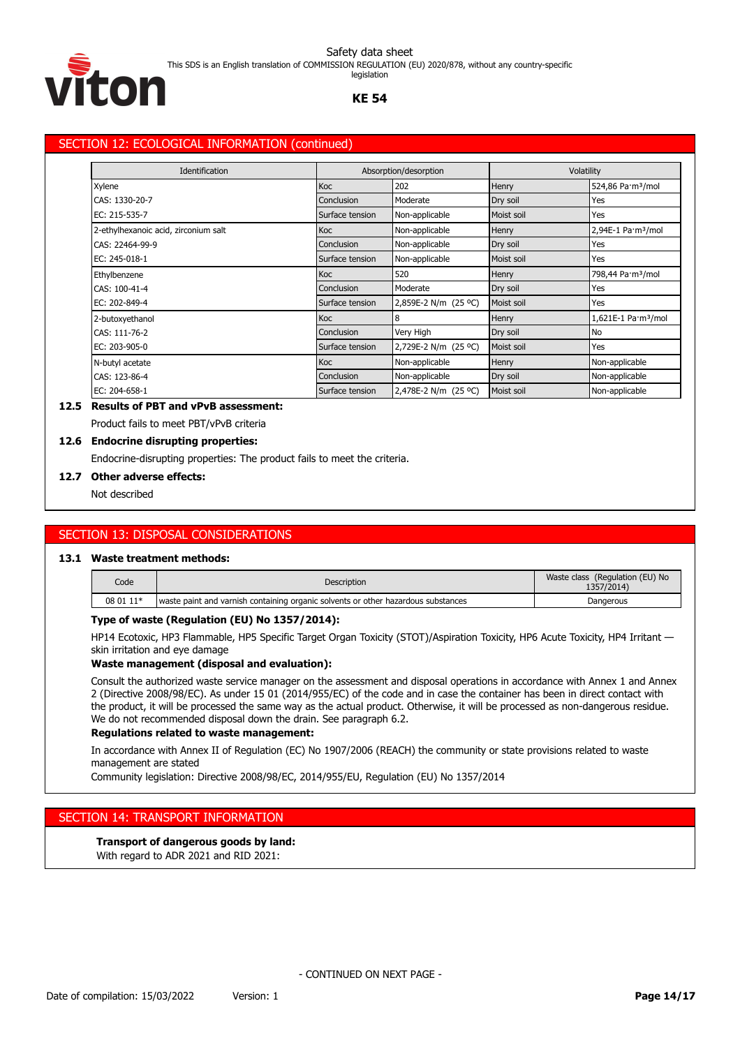## SECTION 12: ECOLOGICAL INFORMATION (continued)

| Identification | Absorption/desorption | | Volatility | |
|---|---|---|---|---|
| Xylene | Koc | 202 | Henry | 524,86 Pa·m³/mol |
| CAS: 1330-20-7 | Conclusion | Moderate | Dry soil | Yes |
| EC: 215-535-7 | Surface tension | Non-applicable | Moist soil | Yes |
| 2-ethylhexanoic acid, zirconium salt | Koc | Non-applicable | Henry | 2,94E-1 Pa·m³/mol |
| CAS: 22464-99-9 | Conclusion | Non-applicable | Dry soil | Yes |
| EC: 245-018-1 | Surface tension | Non-applicable | Moist soil | Yes |
| Ethylbenzene | Koc | 520 | Henry | 798,44 Pa·m³/mol |
| CAS: 100-41-4 | Conclusion | Moderate | Dry soil | Yes |
| EC: 202-849-4 | Surface tension | 2,859E-2 N/m (25 ºC) | Moist soil | Yes |
| 2-butoxyethanol | Koc | 8 | Henry | 1,621E-1 Pa·m³/mol |
| CAS: 111-76-2 | Conclusion | Very High | Dry soil | No |
| EC: 203-905-0 | Surface tension | 2,729E-2 N/m (25 ºC) | Moist soil | Yes |
| N-butyl acetate | Koc | Non-applicable | Henry | Non-applicable |
| CAS: 123-86-4 | Conclusion | Non-applicable | Dry soil | Non-applicable |
| EC: 204-658-1 | Surface tension | 2,478E-2 N/m (25 ºC) | Moist soil | Non-applicable |

**12.5 Results of PBT and vPvB assessment:**

Product fails to meet PBT/vPvB criteria

**12.6 Endocrine disrupting properties:**

Endocrine-disrupting properties: The product fails to meet the criteria.

**12.7 Other adverse effects:**

Not described

## SECTION 13: DISPOSAL CONSIDERATIONS

**13.1 Waste treatment methods:**

| Code | Description | Waste class (Regulation (EU) No 1357/2014) |
|---|---|---|
| 08 01 11* | waste paint and varnish containing organic solvents or other hazardous substances | Dangerous |

**Type of waste (Regulation (EU) No 1357/2014):**

HP14 Ecotoxic, HP3 Flammable, HP5 Specific Target Organ Toxicity (STOT)/Aspiration Toxicity, HP6 Acute Toxicity, HP4 Irritant — skin irritation and eye damage

**Waste management (disposal and evaluation):**

Consult the authorized waste service manager on the assessment and disposal operations in accordance with Annex 1 and Annex 2 (Directive 2008/98/EC). As under 15 01 (2014/955/EC) of the code and in case the container has been in direct contact with the product, it will be processed the same way as the actual product. Otherwise, it will be processed as non-dangerous residue. We do not recommended disposal down the drain. See paragraph 6.2.

**Regulations related to waste management:**

In accordance with Annex II of Regulation (EC) No 1907/2006 (REACH) the community or state provisions related to waste management are stated

Community legislation: Directive 2008/98/EC, 2014/955/EU, Regulation (EU) No 1357/2014

## SECTION 14: TRANSPORT INFORMATION

**Transport of dangerous goods by land:**

With regard to ADR 2021 and RID 2021: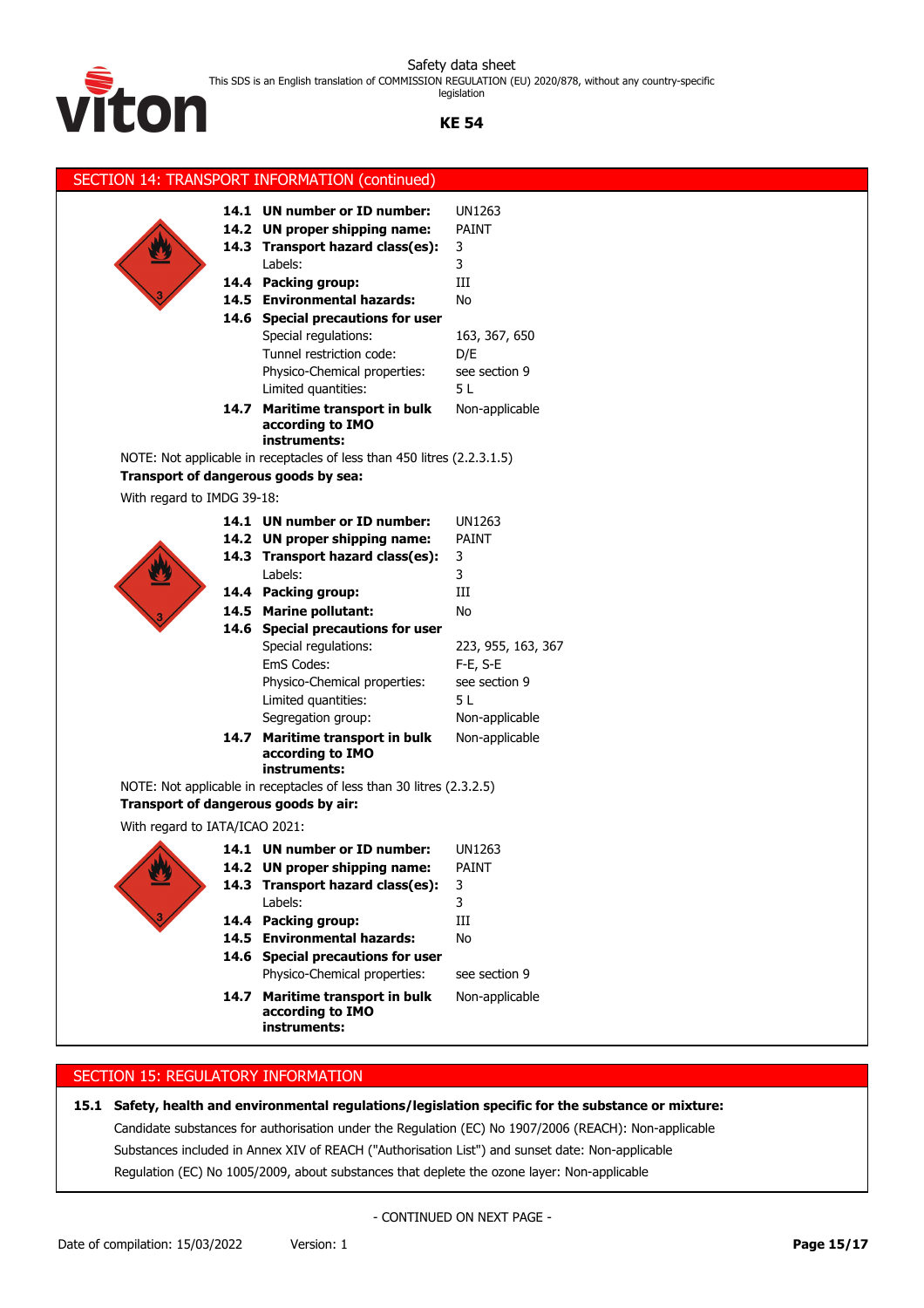## SECTION 14: TRANSPORT INFORMATION (continued)

| | |
|---|---|
| **14.1 UN number or ID number:** | UN1263 |
| **14.2 UN proper shipping name:** | PAINT |
| **14.3 Transport hazard class(es):** | 3 |
| Labels: | 3 |
| **14.4 Packing group:** | III |
| **14.5 Environmental hazards:** | No |
| **14.6 Special precautions for user** | |
| Special regulations: | 163, 367, 650 |
| Tunnel restriction code: | D/E |
| Physico-Chemical properties: | see section 9 |
| Limited quantities: | 5 L |
| **14.7 Maritime transport in bulk according to IMO instruments:** | Non-applicable |

NOTE: Not applicable in receptacles of less than 450 litres (2.2.3.1.5)

**Transport of dangerous goods by sea:**

With regard to IMDG 39-18:

| | |
|---|---|
| **14.1 UN number or ID number:** | UN1263 |
| **14.2 UN proper shipping name:** | PAINT |
| **14.3 Transport hazard class(es):** | 3 |
| Labels: | 3 |
| **14.4 Packing group:** | III |
| **14.5 Marine pollutant:** | No |
| **14.6 Special precautions for user** | |
| Special regulations: | 223, 955, 163, 367 |
| EmS Codes: | F-E, S-E |
| Physico-Chemical properties: | see section 9 |
| Limited quantities: | 5 L |
| Segregation group: | Non-applicable |
| **14.7 Maritime transport in bulk according to IMO instruments:** | Non-applicable |

NOTE: Not applicable in receptacles of less than 30 litres (2.3.2.5)

**Transport of dangerous goods by air:**

With regard to IATA/ICAO 2021:

| | |
|---|---|
| **14.1 UN number or ID number:** | UN1263 |
| **14.2 UN proper shipping name:** | PAINT |
| **14.3 Transport hazard class(es):** | 3 |
| Labels: | 3 |
| **14.4 Packing group:** | III |
| **14.5 Environmental hazards:** | No |
| **14.6 Special precautions for user** | |
| Physico-Chemical properties: | see section 9 |
| **14.7 Maritime transport in bulk according to IMO instruments:** | Non-applicable |

## SECTION 15: REGULATORY INFORMATION

**15.1 Safety, health and environmental regulations/legislation specific for the substance or mixture:**

Candidate substances for authorisation under the Regulation (EC) No 1907/2006 (REACH): Non-applicable

Substances included in Annex XIV of REACH ("Authorisation List") and sunset date: Non-applicable

Regulation (EC) No 1005/2009, about substances that deplete the ozone layer: Non-applicable

- CONTINUED ON NEXT PAGE -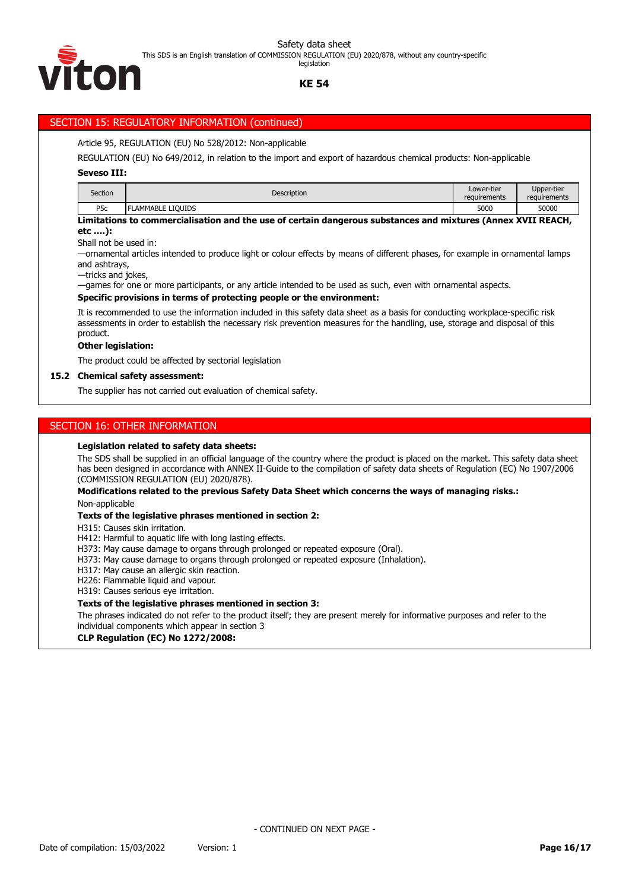## SECTION 15: REGULATORY INFORMATION (continued)

Article 95, REGULATION (EU) No 528/2012: Non-applicable

REGULATION (EU) No 649/2012, in relation to the import and export of hazardous chemical products: Non-applicable

**Seveso III:**

| Section | Description | Lower-tier requirements | Upper-tier requirements |
|---|---|---|---|
| P5c | FLAMMABLE LIQUIDS | 5000 | 50000 |

**Limitations to commercialisation and the use of certain dangerous substances and mixtures (Annex XVII REACH, etc ….):**

Shall not be used in:

—ornamental articles intended to produce light or colour effects by means of different phases, for example in ornamental lamps and ashtrays,

—tricks and jokes,

—games for one or more participants, or any article intended to be used as such, even with ornamental aspects.

**Specific provisions in terms of protecting people or the environment:**

It is recommended to use the information included in this safety data sheet as a basis for conducting workplace-specific risk assessments in order to establish the necessary risk prevention measures for the handling, use, storage and disposal of this product.

**Other legislation:**

The product could be affected by sectorial legislation

### 15.2 Chemical safety assessment:

The supplier has not carried out evaluation of chemical safety.

## SECTION 16: OTHER INFORMATION

**Legislation related to safety data sheets:**

The SDS shall be supplied in an official language of the country where the product is placed on the market. This safety data sheet has been designed in accordance with ANNEX II-Guide to the compilation of safety data sheets of Regulation (EC) No 1907/2006 (COMMISSION REGULATION (EU) 2020/878).

**Modifications related to the previous Safety Data Sheet which concerns the ways of managing risks.:**

Non-applicable

**Texts of the legislative phrases mentioned in section 2:**

H315: Causes skin irritation.
H412: Harmful to aquatic life with long lasting effects.
H373: May cause damage to organs through prolonged or repeated exposure (Oral).
H373: May cause damage to organs through prolonged or repeated exposure (Inhalation).
H317: May cause an allergic skin reaction.
H226: Flammable liquid and vapour.
H319: Causes serious eye irritation.

**Texts of the legislative phrases mentioned in section 3:**

The phrases indicated do not refer to the product itself; they are present merely for informative purposes and refer to the individual components which appear in section 3

**CLP Regulation (EC) No 1272/2008:**

- CONTINUED ON NEXT PAGE -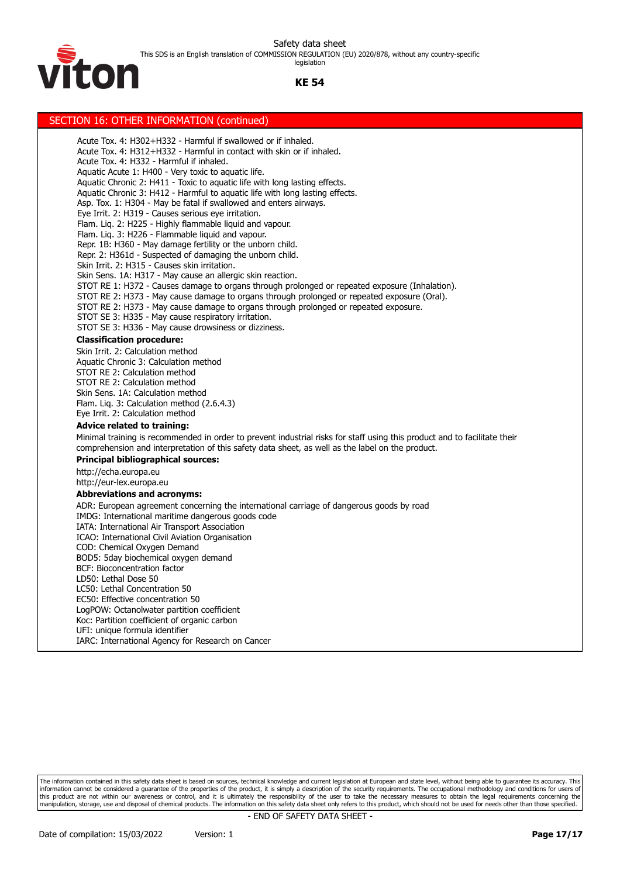## SECTION 16: OTHER INFORMATION (continued)

Acute Tox. 4: H302+H332 - Harmful if swallowed or if inhaled.
Acute Tox. 4: H312+H332 - Harmful in contact with skin or if inhaled.
Acute Tox. 4: H332 - Harmful if inhaled.
Aquatic Acute 1: H400 - Very toxic to aquatic life.
Aquatic Chronic 2: H411 - Toxic to aquatic life with long lasting effects.
Aquatic Chronic 3: H412 - Harmful to aquatic life with long lasting effects.
Asp. Tox. 1: H304 - May be fatal if swallowed and enters airways.
Eye Irrit. 2: H319 - Causes serious eye irritation.
Flam. Liq. 2: H225 - Highly flammable liquid and vapour.
Flam. Liq. 3: H226 - Flammable liquid and vapour.
Repr. 1B: H360 - May damage fertility or the unborn child.
Repr. 2: H361d - Suspected of damaging the unborn child.
Skin Irrit. 2: H315 - Causes skin irritation.
Skin Sens. 1A: H317 - May cause an allergic skin reaction.
STOT RE 1: H372 - Causes damage to organs through prolonged or repeated exposure (Inhalation).
STOT RE 2: H373 - May cause damage to organs through prolonged or repeated exposure (Oral).
STOT RE 2: H373 - May cause damage to organs through prolonged or repeated exposure.
STOT SE 3: H335 - May cause respiratory irritation.
STOT SE 3: H336 - May cause drowsiness or dizziness.

**Classification procedure:**

Skin Irrit. 2: Calculation method
Aquatic Chronic 3: Calculation method
STOT RE 2: Calculation method
STOT RE 2: Calculation method
Skin Sens. 1A: Calculation method
Flam. Liq. 3: Calculation method (2.6.4.3)
Eye Irrit. 2: Calculation method

**Advice related to training:**

Minimal training is recommended in order to prevent industrial risks for staff using this product and to facilitate their comprehension and interpretation of this safety data sheet, as well as the label on the product.

**Principal bibliographical sources:**

http://echa.europa.eu
http://eur-lex.europa.eu

**Abbreviations and acronyms:**

ADR: European agreement concerning the international carriage of dangerous goods by road
IMDG: International maritime dangerous goods code
IATA: International Air Transport Association
ICAO: International Civil Aviation Organisation
COD: Chemical Oxygen Demand
BOD5: 5day biochemical oxygen demand
BCF: Bioconcentration factor
LD50: Lethal Dose 50
LC50: Lethal Concentration 50
EC50: Effective concentration 50
LogPOW: Octanolwater partition coefficient
Koc: Partition coefficient of organic carbon
UFI: unique formula identifier
IARC: International Agency for Research on Cancer

The information contained in this safety data sheet is based on sources, technical knowledge and current legislation at European and state level, without being able to guarantee its accuracy. This information cannot be considered a guarantee of the properties of the product, it is simply a description of the security requirements. The occupational methodology and conditions for users of this product are not within our awareness or control, and it is ultimately the responsibility of the user to take the necessary measures to obtain the legal requirements concerning the manipulation, storage, use and disposal of chemical products. The information on this safety data sheet only refers to this product, which should not be used for needs other than those specified.

- END OF SAFETY DATA SHEET -